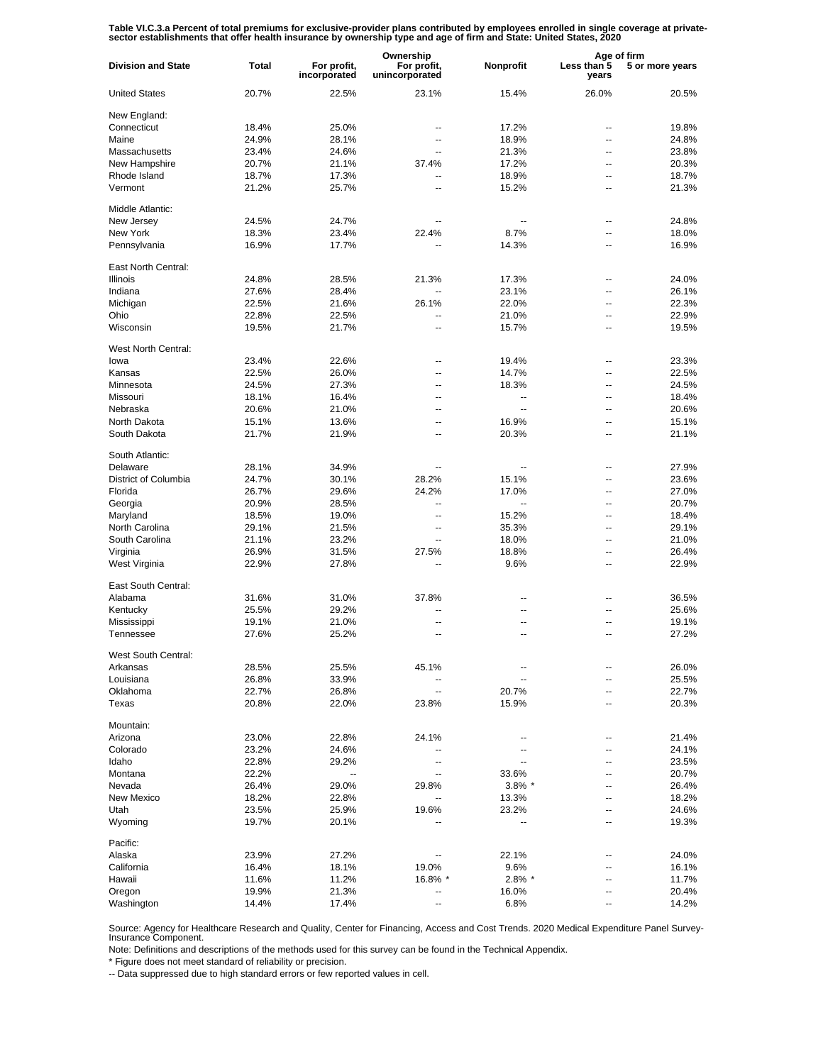**Table VI.C.3.a Percent of total premiums for exclusive-provider plans contributed by employees enrolled in single coverage at private-sector establishments that offer health insurance by ownership type and age of firm and State: United States, 2020**

| Division and State | Total | Ownership | | | Age of firm | |
|---|---|---|---|---|---|---|
| | | For profit, incorporated | For profit, unincorporated | Nonprofit | Less than 5 years | 5 or more years |
| United States | 20.7% | 22.5% | 23.1% | 15.4% | 26.0% | 20.5% |
| New England: | | | | | | |
| Connecticut | 18.4% | 25.0% | -- | 17.2% | -- | 19.8% |
| Maine | 24.9% | 28.1% | -- | 18.9% | -- | 24.8% |
| Massachusetts | 23.4% | 24.6% | -- | 21.3% | -- | 23.8% |
| New Hampshire | 20.7% | 21.1% | 37.4% | 17.2% | -- | 20.3% |
| Rhode Island | 18.7% | 17.3% | -- | 18.9% | -- | 18.7% |
| Vermont | 21.2% | 25.7% | -- | 15.2% | -- | 21.3% |
| Middle Atlantic: | | | | | | |
| New Jersey | 24.5% | 24.7% | -- | -- | -- | 24.8% |
| New York | 18.3% | 23.4% | 22.4% | 8.7% | -- | 18.0% |
| Pennsylvania | 16.9% | 17.7% | -- | 14.3% | -- | 16.9% |
| East North Central: | | | | | | |
| Illinois | 24.8% | 28.5% | 21.3% | 17.3% | -- | 24.0% |
| Indiana | 27.6% | 28.4% | -- | 23.1% | -- | 26.1% |
| Michigan | 22.5% | 21.6% | 26.1% | 22.0% | -- | 22.3% |
| Ohio | 22.8% | 22.5% | -- | 21.0% | -- | 22.9% |
| Wisconsin | 19.5% | 21.7% | -- | 15.7% | -- | 19.5% |
| West North Central: | | | | | | |
| Iowa | 23.4% | 22.6% | -- | 19.4% | -- | 23.3% |
| Kansas | 22.5% | 26.0% | -- | 14.7% | -- | 22.5% |
| Minnesota | 24.5% | 27.3% | -- | 18.3% | -- | 24.5% |
| Missouri | 18.1% | 16.4% | -- | -- | -- | 18.4% |
| Nebraska | 20.6% | 21.0% | -- | -- | -- | 20.6% |
| North Dakota | 15.1% | 13.6% | -- | 16.9% | -- | 15.1% |
| South Dakota | 21.7% | 21.9% | -- | 20.3% | -- | 21.1% |
| South Atlantic: | | | | | | |
| Delaware | 28.1% | 34.9% | -- | -- | -- | 27.9% |
| District of Columbia | 24.7% | 30.1% | 28.2% | 15.1% | -- | 23.6% |
| Florida | 26.7% | 29.6% | 24.2% | 17.0% | -- | 27.0% |
| Georgia | 20.9% | 28.5% | -- | -- | -- | 20.7% |
| Maryland | 18.5% | 19.0% | -- | 15.2% | -- | 18.4% |
| North Carolina | 29.1% | 21.5% | -- | 35.3% | -- | 29.1% |
| South Carolina | 21.1% | 23.2% | -- | 18.0% | -- | 21.0% |
| Virginia | 26.9% | 31.5% | 27.5% | 18.8% | -- | 26.4% |
| West Virginia | 22.9% | 27.8% | -- | 9.6% | -- | 22.9% |
| East South Central: | | | | | | |
| Alabama | 31.6% | 31.0% | 37.8% | -- | -- | 36.5% |
| Kentucky | 25.5% | 29.2% | -- | -- | -- | 25.6% |
| Mississippi | 19.1% | 21.0% | -- | -- | -- | 19.1% |
| Tennessee | 27.6% | 25.2% | -- | -- | -- | 27.2% |
| West South Central: | | | | | | |
| Arkansas | 28.5% | 25.5% | 45.1% | -- | -- | 26.0% |
| Louisiana | 26.8% | 33.9% | -- | -- | -- | 25.5% |
| Oklahoma | 22.7% | 26.8% | -- | 20.7% | -- | 22.7% |
| Texas | 20.8% | 22.0% | 23.8% | 15.9% | -- | 20.3% |
| Mountain: | | | | | | |
| Arizona | 23.0% | 22.8% | 24.1% | -- | -- | 21.4% |
| Colorado | 23.2% | 24.6% | -- | -- | -- | 24.1% |
| Idaho | 22.8% | 29.2% | -- | -- | -- | 23.5% |
| Montana | 22.2% | -- | -- | 33.6% | -- | 20.7% |
| Nevada | 26.4% | 29.0% | 29.8% | 3.8% * | -- | 26.4% |
| New Mexico | 18.2% | 22.8% | -- | 13.3% | -- | 18.2% |
| Utah | 23.5% | 25.9% | 19.6% | 23.2% | -- | 24.6% |
| Wyoming | 19.7% | 20.1% | -- | -- | -- | 19.3% |
| Pacific: | | | | | | |
| Alaska | 23.9% | 27.2% | -- | 22.1% | -- | 24.0% |
| California | 16.4% | 18.1% | 19.0% | 9.6% | -- | 16.1% |
| Hawaii | 11.6% | 11.2% | 16.8% * | 2.8% * | -- | 11.7% |
| Oregon | 19.9% | 21.3% | -- | 16.0% | -- | 20.4% |
| Washington | 14.4% | 17.4% | -- | 6.8% | -- | 14.2% |

Source: Agency for Healthcare Research and Quality, Center for Financing, Access and Cost Trends. 2020 Medical Expenditure Panel Survey-Insurance Component.

Note: Definitions and descriptions of the methods used for this survey can be found in the Technical Appendix.

* Figure does not meet standard of reliability or precision.

-- Data suppressed due to high standard errors or few reported values in cell.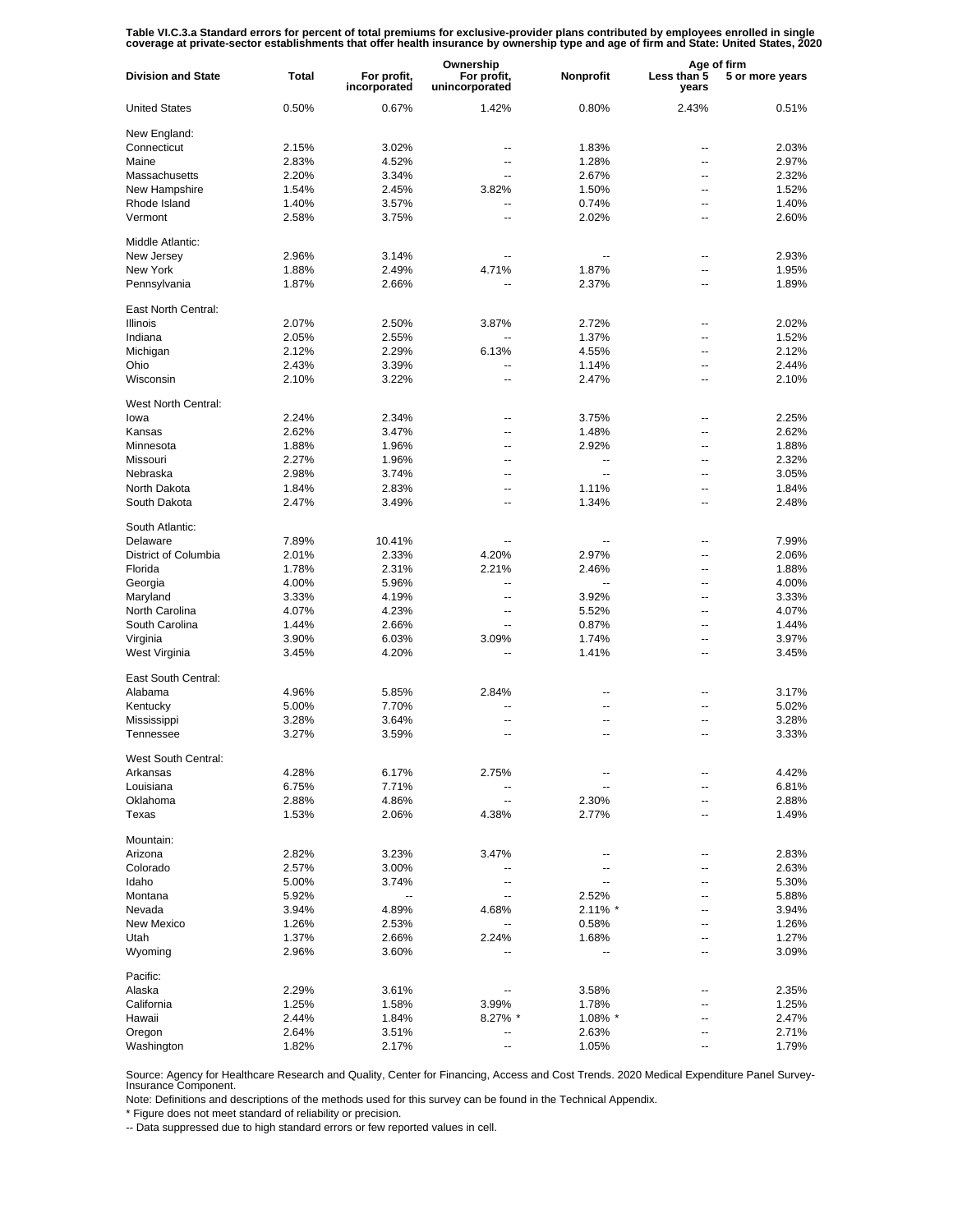**Table VI.C.3.a Standard errors for percent of total premiums for exclusive-provider plans contributed by employees enrolled in single coverage at private-sector establishments that offer health insurance by ownership type and age of firm and State: United States, 2020**

| Division and State | Total | Ownership: For profit, incorporated | Ownership: For profit, unincorporated | Ownership: Nonprofit | Age of firm: Less than 5 years | Age of firm: 5 or more years |
|---|---|---|---|---|---|---|
| United States | 0.50% | 0.67% | 1.42% | 0.80% | 2.43% | 0.51% |
| New England: | | | | | | |
| Connecticut | 2.15% | 3.02% | -- | 1.83% | -- | 2.03% |
| Maine | 2.83% | 4.52% | -- | 1.28% | -- | 2.97% |
| Massachusetts | 2.20% | 3.34% | -- | 2.67% | -- | 2.32% |
| New Hampshire | 1.54% | 2.45% | 3.82% | 1.50% | -- | 1.52% |
| Rhode Island | 1.40% | 3.57% | -- | 0.74% | -- | 1.40% |
| Vermont | 2.58% | 3.75% | -- | 2.02% | -- | 2.60% |
| Middle Atlantic: | | | | | | |
| New Jersey | 2.96% | 3.14% | -- | -- | -- | 2.93% |
| New York | 1.88% | 2.49% | 4.71% | 1.87% | -- | 1.95% |
| Pennsylvania | 1.87% | 2.66% | -- | 2.37% | -- | 1.89% |
| East North Central: | | | | | | |
| Illinois | 2.07% | 2.50% | 3.87% | 2.72% | -- | 2.02% |
| Indiana | 2.05% | 2.55% | -- | 1.37% | -- | 1.52% |
| Michigan | 2.12% | 2.29% | 6.13% | 4.55% | -- | 2.12% |
| Ohio | 2.43% | 3.39% | -- | 1.14% | -- | 2.44% |
| Wisconsin | 2.10% | 3.22% | -- | 2.47% | -- | 2.10% |
| West North Central: | | | | | | |
| Iowa | 2.24% | 2.34% | -- | 3.75% | -- | 2.25% |
| Kansas | 2.62% | 3.47% | -- | 1.48% | -- | 2.62% |
| Minnesota | 1.88% | 1.96% | -- | 2.92% | -- | 1.88% |
| Missouri | 2.27% | 1.96% | -- | -- | -- | 2.32% |
| Nebraska | 2.98% | 3.74% | -- | -- | -- | 3.05% |
| North Dakota | 1.84% | 2.83% | -- | 1.11% | -- | 1.84% |
| South Dakota | 2.47% | 3.49% | -- | 1.34% | -- | 2.48% |
| South Atlantic: | | | | | | |
| Delaware | 7.89% | 10.41% | -- | -- | -- | 7.99% |
| District of Columbia | 2.01% | 2.33% | 4.20% | 2.97% | -- | 2.06% |
| Florida | 1.78% | 2.31% | 2.21% | 2.46% | -- | 1.88% |
| Georgia | 4.00% | 5.96% | -- | -- | -- | 4.00% |
| Maryland | 3.33% | 4.19% | -- | 3.92% | -- | 3.33% |
| North Carolina | 4.07% | 4.23% | -- | 5.52% | -- | 4.07% |
| South Carolina | 1.44% | 2.66% | -- | 0.87% | -- | 1.44% |
| Virginia | 3.90% | 6.03% | 3.09% | 1.74% | -- | 3.97% |
| West Virginia | 3.45% | 4.20% | -- | 1.41% | -- | 3.45% |
| East South Central: | | | | | | |
| Alabama | 4.96% | 5.85% | 2.84% | -- | -- | 3.17% |
| Kentucky | 5.00% | 7.70% | -- | -- | -- | 5.02% |
| Mississippi | 3.28% | 3.64% | -- | -- | -- | 3.28% |
| Tennessee | 3.27% | 3.59% | -- | -- | -- | 3.33% |
| West South Central: | | | | | | |
| Arkansas | 4.28% | 6.17% | 2.75% | -- | -- | 4.42% |
| Louisiana | 6.75% | 7.71% | -- | -- | -- | 6.81% |
| Oklahoma | 2.88% | 4.86% | -- | 2.30% | -- | 2.88% |
| Texas | 1.53% | 2.06% | 4.38% | 2.77% | -- | 1.49% |
| Mountain: | | | | | | |
| Arizona | 2.82% | 3.23% | 3.47% | -- | -- | 2.83% |
| Colorado | 2.57% | 3.00% | -- | -- | -- | 2.63% |
| Idaho | 5.00% | 3.74% | -- | -- | -- | 5.30% |
| Montana | 5.92% | -- | -- | 2.52% | -- | 5.88% |
| Nevada | 3.94% | 4.89% | 4.68% | 2.11% * | -- | 3.94% |
| New Mexico | 1.26% | 2.53% | -- | 0.58% | -- | 1.26% |
| Utah | 1.37% | 2.66% | 2.24% | 1.68% | -- | 1.27% |
| Wyoming | 2.96% | 3.60% | -- | -- | -- | 3.09% |
| Pacific: | | | | | | |
| Alaska | 2.29% | 3.61% | -- | 3.58% | -- | 2.35% |
| California | 1.25% | 1.58% | 3.99% | 1.78% | -- | 1.25% |
| Hawaii | 2.44% | 1.84% | 8.27% * | 1.08% * | -- | 2.47% |
| Oregon | 2.64% | 3.51% | -- | 2.63% | -- | 2.71% |
| Washington | 1.82% | 2.17% | -- | 1.05% | -- | 1.79% |

Source: Agency for Healthcare Research and Quality, Center for Financing, Access and Cost Trends. 2020 Medical Expenditure Panel Survey-Insurance Component.

Note: Definitions and descriptions of the methods used for this survey can be found in the Technical Appendix.

* Figure does not meet standard of reliability or precision.

-- Data suppressed due to high standard errors or few reported values in cell.